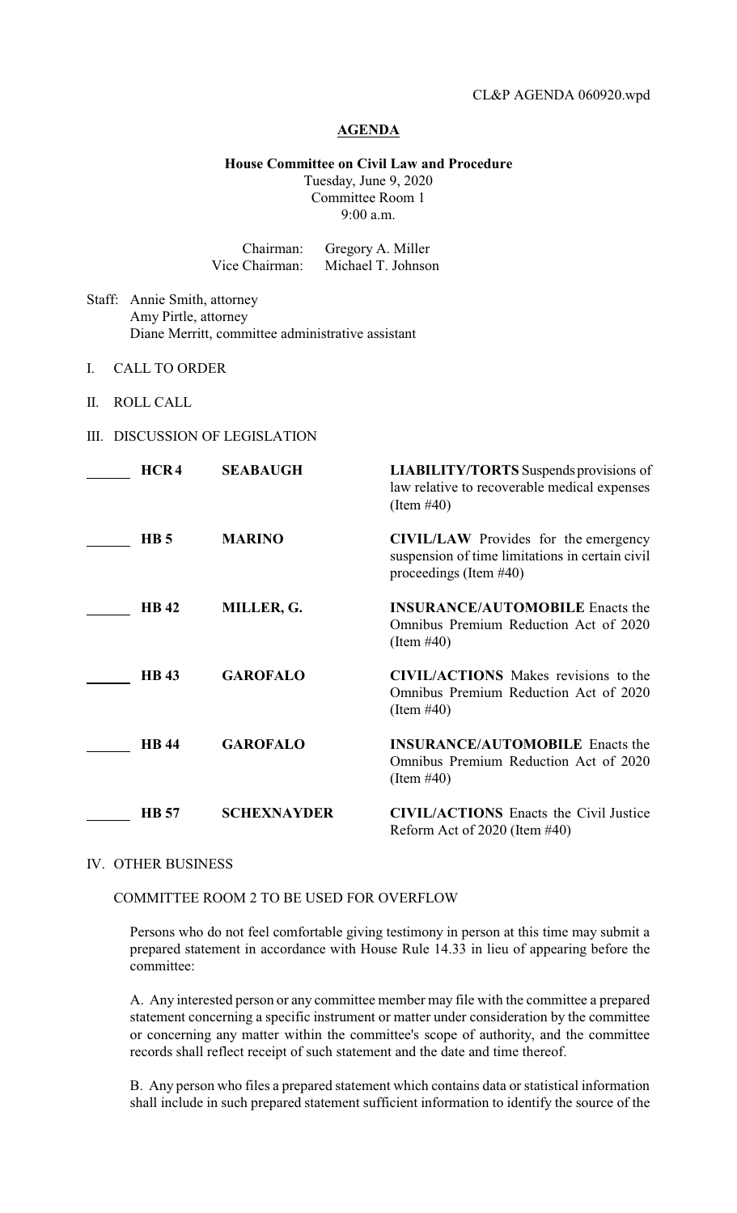CL&P AGENDA 060920.wpd

# AGENDA

## House Committee on Civil Law and Procedure

Tuesday, June 9, 2020
Committee Room 1
9:00 a.m.

Chairman: Gregory A. Miller
Vice Chairman: Michael T. Johnson

Staff: Annie Smith, attorney
Amy Pirtle, attorney
Diane Merritt, committee administrative assistant

I. CALL TO ORDER

II. ROLL CALL

III. DISCUSSION OF LEGISLATION

| | Instrument | Author | Description |
|---|---|---|---|
| ______ | **HCR 4** | **SEABAUGH** | **LIABILITY/TORTS** Suspends provisions of law relative to recoverable medical expenses (Item #40) |
| ______ | **HB 5** | **MARINO** | **CIVIL/LAW** Provides for the emergency suspension of time limitations in certain civil proceedings (Item #40) |
| ______ | **HB 42** | **MILLER, G.** | **INSURANCE/AUTOMOBILE** Enacts the Omnibus Premium Reduction Act of 2020 (Item #40) |
| ______ | **HB 43** | **GAROFALO** | **CIVIL/ACTIONS** Makes revisions to the Omnibus Premium Reduction Act of 2020 (Item #40) |
| ______ | **HB 44** | **GAROFALO** | **INSURANCE/AUTOMOBILE** Enacts the Omnibus Premium Reduction Act of 2020 (Item #40) |
| ______ | **HB 57** | **SCHEXNAYDER** | **CIVIL/ACTIONS** Enacts the Civil Justice Reform Act of 2020 (Item #40) |

IV. OTHER BUSINESS

COMMITTEE ROOM 2 TO BE USED FOR OVERFLOW

Persons who do not feel comfortable giving testimony in person at this time may submit a prepared statement in accordance with House Rule 14.33 in lieu of appearing before the committee:

A. Any interested person or any committee member may file with the committee a prepared statement concerning a specific instrument or matter under consideration by the committee or concerning any matter within the committee's scope of authority, and the committee records shall reflect receipt of such statement and the date and time thereof.

B. Any person who files a prepared statement which contains data or statistical information shall include in such prepared statement sufficient information to identify the source of the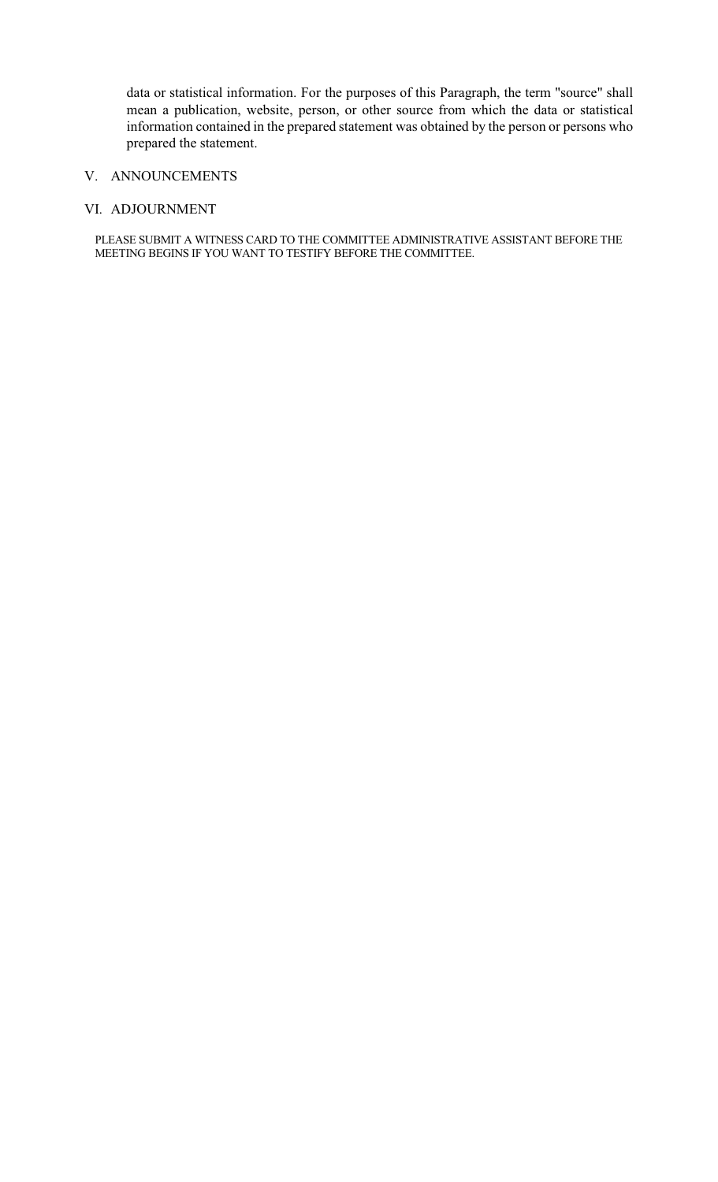data or statistical information. For the purposes of this Paragraph, the term "source" shall mean a publication, website, person, or other source from which the data or statistical information contained in the prepared statement was obtained by the person or persons who prepared the statement.

V. ANNOUNCEMENTS

VI. ADJOURNMENT

PLEASE SUBMIT A WITNESS CARD TO THE COMMITTEE ADMINISTRATIVE ASSISTANT BEFORE THE MEETING BEGINS IF YOU WANT TO TESTIFY BEFORE THE COMMITTEE.